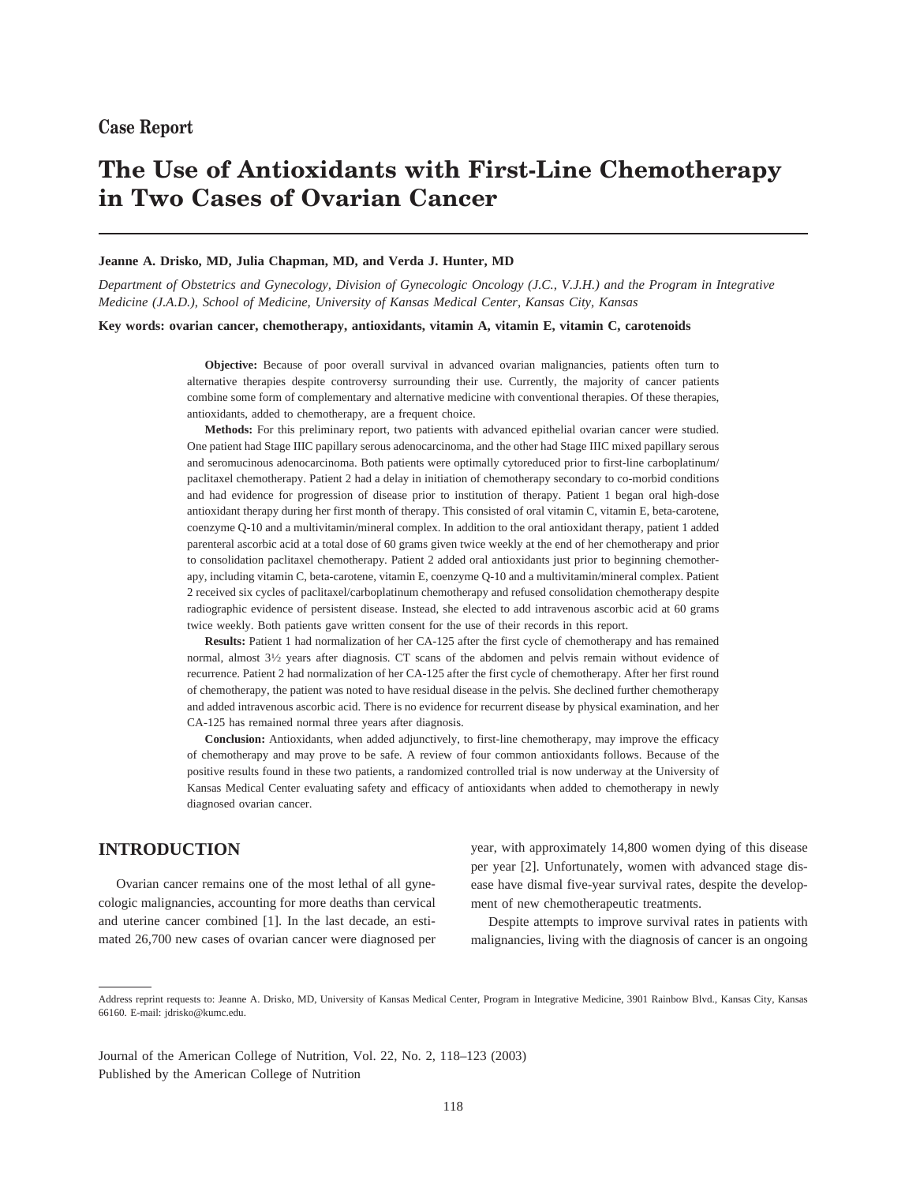Case Report

# The Use of Antioxidants with First-Line Chemotherapy in Two Cases of Ovarian Cancer

**Jeanne A. Drisko, MD, Julia Chapman, MD, and Verda J. Hunter, MD**

*Department of Obstetrics and Gynecology, Division of Gynecologic Oncology (J.C., V.J.H.) and the Program in Integrative Medicine (J.A.D.), School of Medicine, University of Kansas Medical Center, Kansas City, Kansas*

**Key words: ovarian cancer, chemotherapy, antioxidants, vitamin A, vitamin E, vitamin C, carotenoids**

**Objective:** Because of poor overall survival in advanced ovarian malignancies, patients often turn to alternative therapies despite controversy surrounding their use. Currently, the majority of cancer patients combine some form of complementary and alternative medicine with conventional therapies. Of these therapies, antioxidants, added to chemotherapy, are a frequent choice.

**Methods:** For this preliminary report, two patients with advanced epithelial ovarian cancer were studied. One patient had Stage IIIC papillary serous adenocarcinoma, and the other had Stage IIIC mixed papillary serous and seromucinous adenocarcinoma. Both patients were optimally cytoreduced prior to first-line carboplatinum/paclitaxel chemotherapy. Patient 2 had a delay in initiation of chemotherapy secondary to co-morbid conditions and had evidence for progression of disease prior to institution of therapy. Patient 1 began oral high-dose antioxidant therapy during her first month of therapy. This consisted of oral vitamin C, vitamin E, beta-carotene, coenzyme Q-10 and a multivitamin/mineral complex. In addition to the oral antioxidant therapy, patient 1 added parenteral ascorbic acid at a total dose of 60 grams given twice weekly at the end of her chemotherapy and prior to consolidation paclitaxel chemotherapy. Patient 2 added oral antioxidants just prior to beginning chemotherapy, including vitamin C, beta-carotene, vitamin E, coenzyme Q-10 and a multivitamin/mineral complex. Patient 2 received six cycles of paclitaxel/carboplatinum chemotherapy and refused consolidation chemotherapy despite radiographic evidence of persistent disease. Instead, she elected to add intravenous ascorbic acid at 60 grams twice weekly. Both patients gave written consent for the use of their records in this report.

**Results:** Patient 1 had normalization of her CA-125 after the first cycle of chemotherapy and has remained normal, almost 3½ years after diagnosis. CT scans of the abdomen and pelvis remain without evidence of recurrence. Patient 2 had normalization of her CA-125 after the first cycle of chemotherapy. After her first round of chemotherapy, the patient was noted to have residual disease in the pelvis. She declined further chemotherapy and added intravenous ascorbic acid. There is no evidence for recurrent disease by physical examination, and her CA-125 has remained normal three years after diagnosis.

**Conclusion:** Antioxidants, when added adjunctively, to first-line chemotherapy, may improve the efficacy of chemotherapy and may prove to be safe. A review of four common antioxidants follows. Because of the positive results found in these two patients, a randomized controlled trial is now underway at the University of Kansas Medical Center evaluating safety and efficacy of antioxidants when added to chemotherapy in newly diagnosed ovarian cancer.

## INTRODUCTION

Ovarian cancer remains one of the most lethal of all gynecologic malignancies, accounting for more deaths than cervical and uterine cancer combined [1]. In the last decade, an estimated 26,700 new cases of ovarian cancer were diagnosed per year, with approximately 14,800 women dying of this disease per year [2]. Unfortunately, women with advanced stage disease have dismal five-year survival rates, despite the development of new chemotherapeutic treatments.

Despite attempts to improve survival rates in patients with malignancies, living with the diagnosis of cancer is an ongoing

---

Address reprint requests to: Jeanne A. Drisko, MD, University of Kansas Medical Center, Program in Integrative Medicine, 3901 Rainbow Blvd., Kansas City, Kansas 66160. E-mail: jdrisko@kumc.edu.

Journal of the American College of Nutrition, Vol. 22, No. 2, 118–123 (2003)
Published by the American College of Nutrition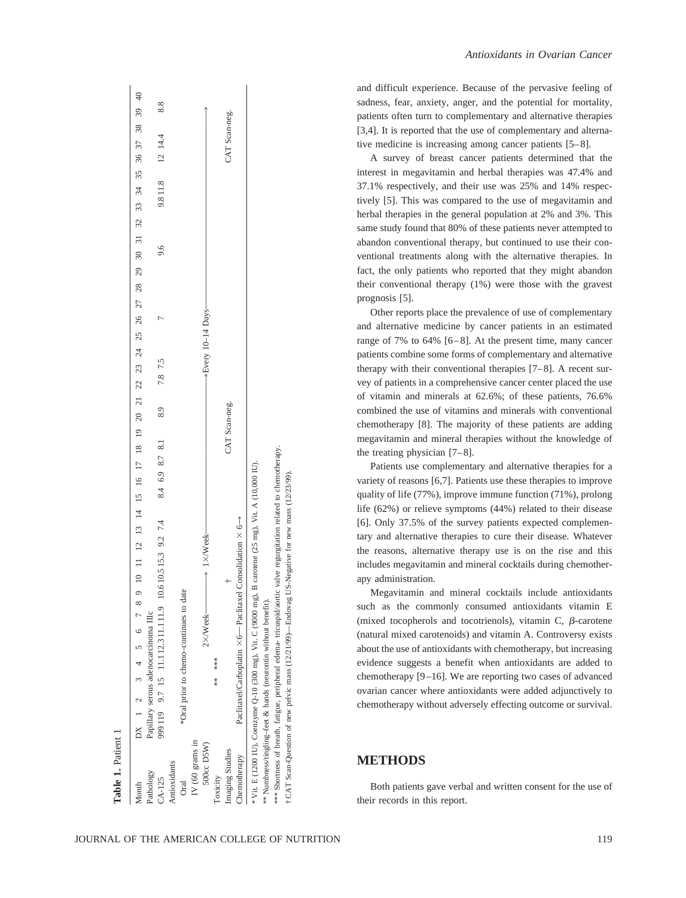**Table 1.** Patient 1

| Month | DX | 1 | 2 | 3 | 4 | 5 | 6 | 7 | 8 | 9 | 10 | 11 | 12 | 13 | 14 | 15 | 16 | 17 | 18 | 19 | 20 | 21 | 22 | 23 | 24 | 25 | 26 | 27 | 28 | 29 | 30 | 31 | 32 | 33 | 34 | 35 | 36 | 37 | 38 | 39 | 40 |
|---|---|---|---|---|---|---|---|---|---|---|---|---|---|---|---|---|---|---|---|---|---|---|---|---|---|---|---|---|---|---|---|---|---|---|---|---|---|---|---|---|---|
| Pathology | Papillary serous adenocarcinoma IIIc | | | | | | | | | | | | | | | | | | | | | | | | | | | | | | | | | | | | | | | | |
| CA-125 | 999 | 119 | 9.7 | 15 | 11.1 | 12.3 | 11.1 | 11.9 | | 10.6 | 10.5 | 15.3 | 9.2 | 7.4 | | 8.4 | 6.9 | 8.7 | 8.1 | | 8.9 | | 7.8 | 7.5 | | | 7 | | | | 9.6 | | | | 9.8 | 11.8 | | 12 | 14.4 | | 8.8 |
| Antioxidants | | | | | | | | | | | | | | | | | | | | | | | | | | | | | | | | | | | | | | | | | |
| Oral | *Oral prior to chemo–continues to date | | | | | | | | | | | | | | | | | | | | | | | | | | | | | | | | | | | | | | | | |
| IV (60 grams in 500cc D5W) | | | | | | 2×/Week → | | | | | 1×/Week → | | | | | | | | | | | | | Every 10–14 Days → | | | | | | | | | | | | | | | | | |
| Toxicity | | | | ** | *** | | | | | | | | | | | | | | | | | | | | | | | | | | | | | | | | | | | | |
| Imaging Studies | | | | | | | | | † | | | | | | | | | | | | CAT Scan-neg. | | | | | | | | | | | | | | | | | | CAT Scan-neg. | | |
| Chemotherapy | Paclitaxel/Carboplatin ×6—Paclitaxel Consolidation × 6→ | | | | | | | | | | | | | | | | | | | | | | | | | | | | | | | | | | | | | | | | |

* Vit. E (1200 IU), Coenzyme Q-10 (300 mg), Vit. C (9000 mg), B carotene (25 mg), Vit. A (10,000 IU).

** Numbness/tingling–feet & hands (neurontin without benefit).

*** Shortness of breath, fatigue, peripheral edema- tricuspid/aortic valve regurgitation related to chemotherapy.

† CAT Scan-Question of new pelvic mass (12/21/99)—Endovag US-Negative for new mass (12/23/99).

and difficult experience. Because of the pervasive feeling of sadness, fear, anxiety, anger, and the potential for mortality, patients often turn to complementary and alternative therapies [3,4]. It is reported that the use of complementary and alternative medicine is increasing among cancer patients [5–8].

A survey of breast cancer patients determined that the interest in megavitamin and herbal therapies was 47.4% and 37.1% respectively, and their use was 25% and 14% respectively [5]. This was compared to the use of megavitamin and herbal therapies in the general population at 2% and 3%. This same study found that 80% of these patients never attempted to abandon conventional therapy, but continued to use their conventional treatments along with the alternative therapies. In fact, the only patients who reported that they might abandon their conventional therapy (1%) were those with the gravest prognosis [5].

Other reports place the prevalence of use of complementary and alternative medicine by cancer patients in an estimated range of 7% to 64% [6–8]. At the present time, many cancer patients combine some forms of complementary and alternative therapy with their conventional therapies [7–8]. A recent survey of patients in a comprehensive cancer center placed the use of vitamin and minerals at 62.6%; of these patients, 76.6% combined the use of vitamins and minerals with conventional chemotherapy [8]. The majority of these patients are adding megavitamin and mineral therapies without the knowledge of the treating physician [7–8].

Patients use complementary and alternative therapies for a variety of reasons [6,7]. Patients use these therapies to improve quality of life (77%), improve immune function (71%), prolong life (62%) or relieve symptoms (44%) related to their disease [6]. Only 37.5% of the survey patients expected complementary and alternative therapies to cure their disease. Whatever the reasons, alternative therapy use is on the rise and this includes megavitamin and mineral cocktails during chemotherapy administration.

Megavitamin and mineral cocktails include antioxidants such as the commonly consumed antioxidants vitamin E (mixed tocopherols and tocotrienols), vitamin C, $\beta$-carotene (natural mixed carotenoids) and vitamin A. Controversy exists about the use of antioxidants with chemotherapy, but increasing evidence suggests a benefit when antioxidants are added to chemotherapy [9–16]. We are reporting two cases of advanced ovarian cancer where antioxidants were added adjunctively to chemotherapy without adversely effecting outcome or survival.

## METHODS

Both patients gave verbal and written consent for the use of their records in this report.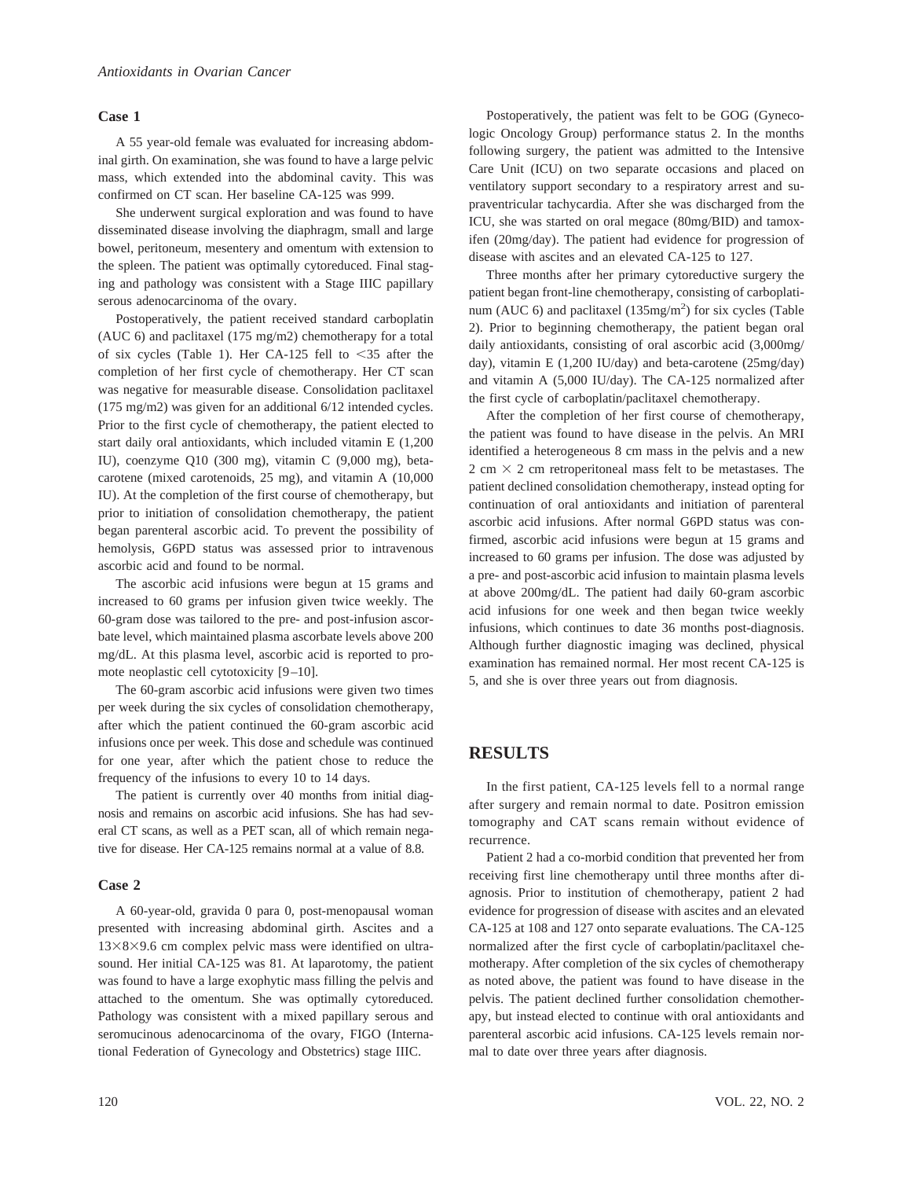### Case 1

A 55 year-old female was evaluated for increasing abdominal girth. On examination, she was found to have a large pelvic mass, which extended into the abdominal cavity. This was confirmed on CT scan. Her baseline CA-125 was 999.

She underwent surgical exploration and was found to have disseminated disease involving the diaphragm, small and large bowel, peritoneum, mesentery and omentum with extension to the spleen. The patient was optimally cytoreduced. Final staging and pathology was consistent with a Stage IIIC papillary serous adenocarcinoma of the ovary.

Postoperatively, the patient received standard carboplatin (AUC 6) and paclitaxel (175 mg/m2) chemotherapy for a total of six cycles (Table 1). Her CA-125 fell to <35 after the completion of her first cycle of chemotherapy. Her CT scan was negative for measurable disease. Consolidation paclitaxel (175 mg/m2) was given for an additional 6/12 intended cycles. Prior to the first cycle of chemotherapy, the patient elected to start daily oral antioxidants, which included vitamin E (1,200 IU), coenzyme Q10 (300 mg), vitamin C (9,000 mg), beta-carotene (mixed carotenoids, 25 mg), and vitamin A (10,000 IU). At the completion of the first course of chemotherapy, but prior to initiation of consolidation chemotherapy, the patient began parenteral ascorbic acid. To prevent the possibility of hemolysis, G6PD status was assessed prior to intravenous ascorbic acid and found to be normal.

The ascorbic acid infusions were begun at 15 grams and increased to 60 grams per infusion given twice weekly. The 60-gram dose was tailored to the pre- and post-infusion ascorbate level, which maintained plasma ascorbate levels above 200 mg/dL. At this plasma level, ascorbic acid is reported to promote neoplastic cell cytotoxicity [9–10].

The 60-gram ascorbic acid infusions were given two times per week during the six cycles of consolidation chemotherapy, after which the patient continued the 60-gram ascorbic acid infusions once per week. This dose and schedule was continued for one year, after which the patient chose to reduce the frequency of the infusions to every 10 to 14 days.

The patient is currently over 40 months from initial diagnosis and remains on ascorbic acid infusions. She has had several CT scans, as well as a PET scan, all of which remain negative for disease. Her CA-125 remains normal at a value of 8.8.

### Case 2

A 60-year-old, gravida 0 para 0, post-menopausal woman presented with increasing abdominal girth. Ascites and a 13×8×9.6 cm complex pelvic mass were identified on ultrasound. Her initial CA-125 was 81. At laparotomy, the patient was found to have a large exophytic mass filling the pelvis and attached to the omentum. She was optimally cytoreduced. Pathology was consistent with a mixed papillary serous and seromucinous adenocarcinoma of the ovary, FIGO (International Federation of Gynecology and Obstetrics) stage IIIC.

Postoperatively, the patient was felt to be GOG (Gynecologic Oncology Group) performance status 2. In the months following surgery, the patient was admitted to the Intensive Care Unit (ICU) on two separate occasions and placed on ventilatory support secondary to a respiratory arrest and supraventricular tachycardia. After she was discharged from the ICU, she was started on oral megace (80mg/BID) and tamoxifen (20mg/day). The patient had evidence for progression of disease with ascites and an elevated CA-125 to 127.

Three months after her primary cytoreductive surgery the patient began front-line chemotherapy, consisting of carboplatinum (AUC 6) and paclitaxel (135mg/m$^2$) for six cycles (Table 2). Prior to beginning chemotherapy, the patient began oral daily antioxidants, consisting of oral ascorbic acid (3,000mg/day), vitamin E (1,200 IU/day) and beta-carotene (25mg/day) and vitamin A (5,000 IU/day). The CA-125 normalized after the first cycle of carboplatin/paclitaxel chemotherapy.

After the completion of her first course of chemotherapy, the patient was found to have disease in the pelvis. An MRI identified a heterogeneous 8 cm mass in the pelvis and a new 2 cm × 2 cm retroperitoneal mass felt to be metastases. The patient declined consolidation chemotherapy, instead opting for continuation of oral antioxidants and initiation of parenteral ascorbic acid infusions. After normal G6PD status was confirmed, ascorbic acid infusions were begun at 15 grams and increased to 60 grams per infusion. The dose was adjusted by a pre- and post-ascorbic acid infusion to maintain plasma levels at above 200mg/dL. The patient had daily 60-gram ascorbic acid infusions for one week and then began twice weekly infusions, which continues to date 36 months post-diagnosis. Although further diagnostic imaging was declined, physical examination has remained normal. Her most recent CA-125 is 5, and she is over three years out from diagnosis.

## RESULTS

In the first patient, CA-125 levels fell to a normal range after surgery and remain normal to date. Positron emission tomography and CAT scans remain without evidence of recurrence.

Patient 2 had a co-morbid condition that prevented her from receiving first line chemotherapy until three months after diagnosis. Prior to institution of chemotherapy, patient 2 had evidence for progression of disease with ascites and an elevated CA-125 at 108 and 127 onto separate evaluations. The CA-125 normalized after the first cycle of carboplatin/paclitaxel chemotherapy. After completion of the six cycles of chemotherapy as noted above, the patient was found to have disease in the pelvis. The patient declined further consolidation chemotherapy, but instead elected to continue with oral antioxidants and parenteral ascorbic acid infusions. CA-125 levels remain normal to date over three years after diagnosis.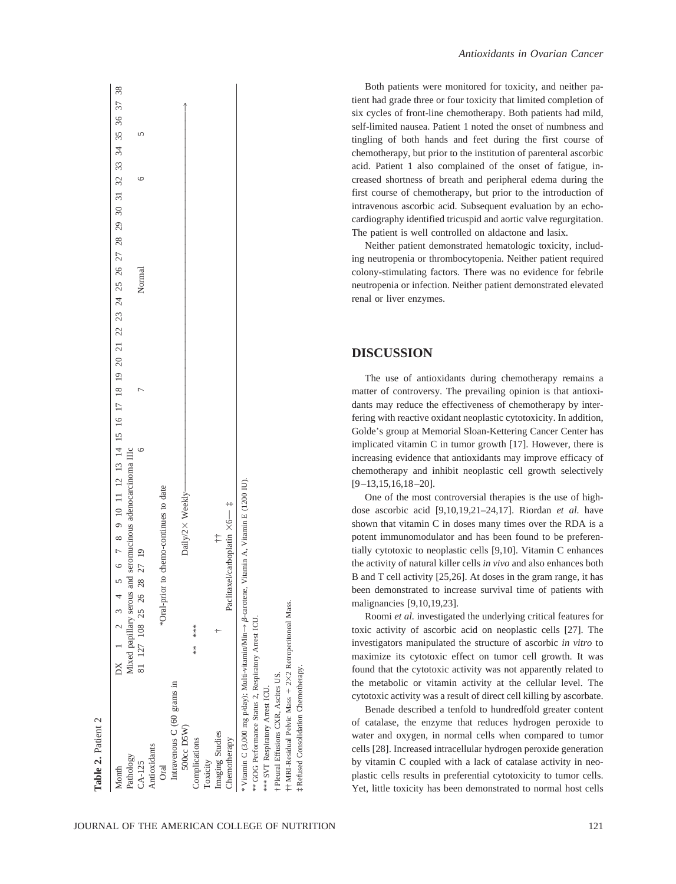**Table 2.** Patient 2

| Month | DX | 1 | 2 | 3 | 4 | 5 | 6 | 7 | 8 | 9 | 10 | 11 | 12 | 13 | 14 | 15 | 16 | 17 | 18 | 19 | 20 | 21 | 22 | 23 | 24 | 25 | 26 | 27 | 28 | 29 | 30 | 31 | 32 | 33 | 34 | 35 | 36 | 37 | 38 |
|---|---|---|---|---|---|---|---|---|---|---|---|---|---|---|---|---|---|---|---|---|---|---|---|---|---|---|---|---|---|---|---|---|---|---|---|---|---|---|---|
| Pathology | Mixed papillary serous and seromucinous adenocarcinoma IIIc | | | | | | | | | | | | | | | | | | | | | | | | | | | | | | | | | | | | | | |
| CA-125 | 81 | 127 | 108 | 25 | 26 | 28 | 27 | 19 | | | | | | | 6 | | | | 7 | | | | | | | | Normal | | | | | | 6 | | | 5 | | | |
| Antioxidants | | | | | | | | | | | | | | | | | | | | | | | | | | | | | | | | | | | | | | | |
| Oral | | *Oral-prior to chemo-continues to date | | | | | | | | | | | | | | | | | | | | | | | | | | | | | | | | | | | | | |
| Intravenous C (60 grams in 500cc D5W) | | | | | | | Daily/2× Weekly → | | | | | | | | | | | | | | | | | | | | | | | | | | | | | | | | |
| Complications | | ** | *** | | | | | | | | | | | | | | | | | | | | | | | | | | | | | | | | | | | | |
| Toxicity | | | | | | | | | | | | | | | | | | | | | | | | | | | | | | | | | | | | | | | |
| Imaging Studies | | † | | | | | | †† | | | | | | | | | | | | | | | | | | | | | | | | | | | | | | | |
| Chemotherapy | | Paclitaxel/carboplatin ×6— | | | | | | ‡ | | | | | | | | | | | | | | | | | | | | | | | | | | | | | | | |

\* Vitamin C (3,000 mg p/day): Multi-vitamin/Min → β-carotene, Vitamin A, Vitamin E (1200 IU).
** GOG Performance Status 2, Respiratory Arrest ICU.
*** SVT Respiratory Arrest ICU.
† Pleural Effusions CXR, Ascites US.
†† MRI-Residual Pelvic Mass + 2×2 Retroperitoneal Mass.
‡ Refused Consolidation Chemotherapy.

Both patients were monitored for toxicity, and neither patient had grade three or four toxicity that limited completion of six cycles of front-line chemotherapy. Both patients had mild, self-limited nausea. Patient 1 noted the onset of numbness and tingling of both hands and feet during the first course of chemotherapy, but prior to the institution of parenteral ascorbic acid. Patient 1 also complained of the onset of fatigue, increased shortness of breath and peripheral edema during the first course of chemotherapy, but prior to the introduction of intravenous ascorbic acid. Subsequent evaluation by an echocardiography identified tricuspid and aortic valve regurgitation. The patient is well controlled on aldactone and lasix.

Neither patient demonstrated hematologic toxicity, including neutropenia or thrombocytopenia. Neither patient required colony-stimulating factors. There was no evidence for febrile neutropenia or infection. Neither patient demonstrated elevated renal or liver enzymes.

## DISCUSSION

The use of antioxidants during chemotherapy remains a matter of controversy. The prevailing opinion is that antioxidants may reduce the effectiveness of chemotherapy by interfering with reactive oxidant neoplastic cytotoxicity. In addition, Golde's group at Memorial Sloan-Kettering Cancer Center has implicated vitamin C in tumor growth [17]. However, there is increasing evidence that antioxidants may improve efficacy of chemotherapy and inhibit neoplastic cell growth selectively [9–13,15,16,18–20].

One of the most controversial therapies is the use of high-dose ascorbic acid [9,10,19,21–24,17]. Riordan *et al.* have shown that vitamin C in doses many times over the RDA is a potent immunomodulator and has been found to be preferentially cytotoxic to neoplastic cells [9,10]. Vitamin C enhances the activity of natural killer cells *in vivo* and also enhances both B and T cell activity [25,26]. At doses in the gram range, it has been demonstrated to increase survival time of patients with malignancies [9,10,19,23].

Roomi *et al.* investigated the underlying critical features for toxic activity of ascorbic acid on neoplastic cells [27]. The investigators manipulated the structure of ascorbic *in vitro* to maximize its cytotoxic effect on tumor cell growth. It was found that the cytotoxic activity was not apparently related to the metabolic or vitamin activity at the cellular level. The cytotoxic activity was a result of direct cell killing by ascorbate.

Benade described a tenfold to hundredfold greater content of catalase, the enzyme that reduces hydrogen peroxide to water and oxygen, in normal cells when compared to tumor cells [28]. Increased intracellular hydrogen peroxide generation by vitamin C coupled with a lack of catalase activity in neoplastic cells results in preferential cytotoxicity to tumor cells. Yet, little toxicity has been demonstrated to normal host cells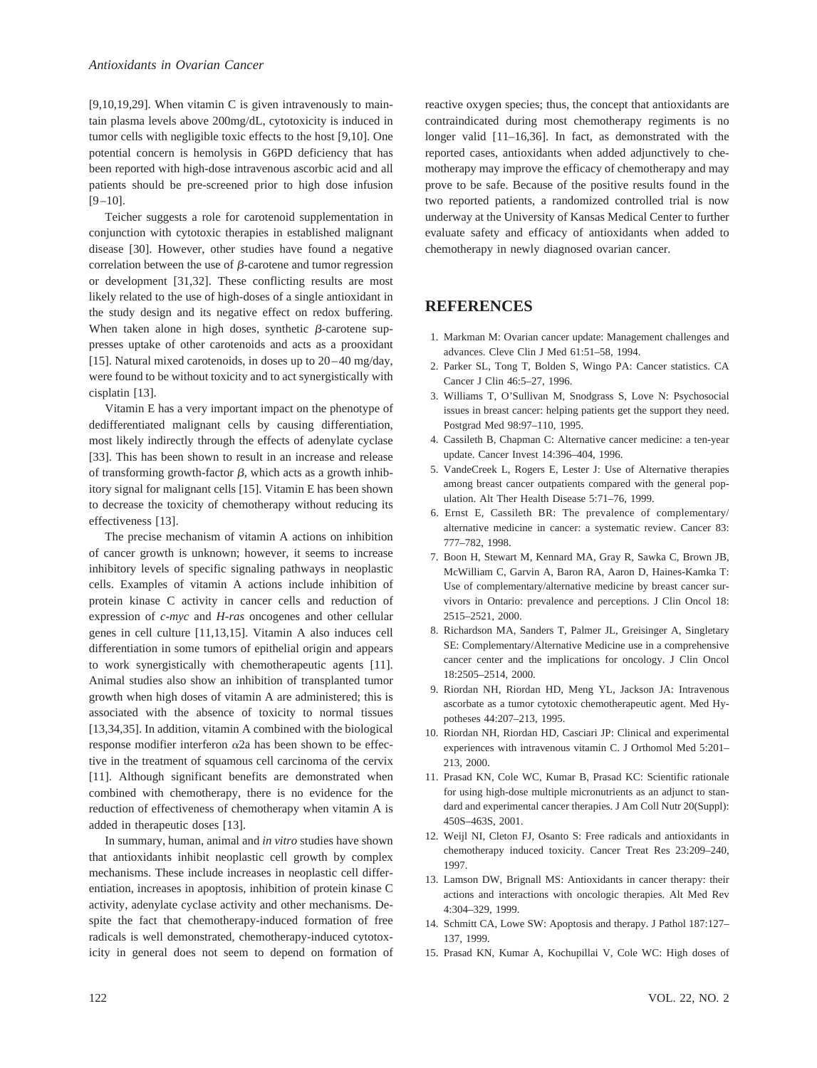[9,10,19,29]. When vitamin C is given intravenously to maintain plasma levels above 200mg/dL, cytotoxicity is induced in tumor cells with negligible toxic effects to the host [9,10]. One potential concern is hemolysis in G6PD deficiency that has been reported with high-dose intravenous ascorbic acid and all patients should be pre-screened prior to high dose infusion [9–10].

Teicher suggests a role for carotenoid supplementation in conjunction with cytotoxic therapies in established malignant disease [30]. However, other studies have found a negative correlation between the use of $\beta$-carotene and tumor regression or development [31,32]. These conflicting results are most likely related to the use of high-doses of a single antioxidant in the study design and its negative effect on redox buffering. When taken alone in high doses, synthetic $\beta$-carotene suppresses uptake of other carotenoids and acts as a prooxidant [15]. Natural mixed carotenoids, in doses up to 20–40 mg/day, were found to be without toxicity and to act synergistically with cisplatin [13].

Vitamin E has a very important impact on the phenotype of dedifferentiated malignant cells by causing differentiation, most likely indirectly through the effects of adenylate cyclase [33]. This has been shown to result in an increase and release of transforming growth-factor $\beta$, which acts as a growth inhibitory signal for malignant cells [15]. Vitamin E has been shown to decrease the toxicity of chemotherapy without reducing its effectiveness [13].

The precise mechanism of vitamin A actions on inhibition of cancer growth is unknown; however, it seems to increase inhibitory levels of specific signaling pathways in neoplastic cells. Examples of vitamin A actions include inhibition of protein kinase C activity in cancer cells and reduction of expression of *c-myc* and *H-ras* oncogenes and other cellular genes in cell culture [11,13,15]. Vitamin A also induces cell differentiation in some tumors of epithelial origin and appears to work synergistically with chemotherapeutic agents [11]. Animal studies also show an inhibition of transplanted tumor growth when high doses of vitamin A are administered; this is associated with the absence of toxicity to normal tissues [13,34,35]. In addition, vitamin A combined with the biological response modifier interferon $\alpha$2a has been shown to be effective in the treatment of squamous cell carcinoma of the cervix [11]. Although significant benefits are demonstrated when combined with chemotherapy, there is no evidence for the reduction of effectiveness of chemotherapy when vitamin A is added in therapeutic doses [13].

In summary, human, animal and *in vitro* studies have shown that antioxidants inhibit neoplastic cell growth by complex mechanisms. These include increases in neoplastic cell differentiation, increases in apoptosis, inhibition of protein kinase C activity, adenylate cyclase activity and other mechanisms. Despite the fact that chemotherapy-induced formation of free radicals is well demonstrated, chemotherapy-induced cytotoxicity in general does not seem to depend on formation of reactive oxygen species; thus, the concept that antioxidants are contraindicated during most chemotherapy regiments is no longer valid [11–16,36]. In fact, as demonstrated with the reported cases, antioxidants when added adjunctively to chemotherapy may improve the efficacy of chemotherapy and may prove to be safe. Because of the positive results found in the two reported patients, a randomized controlled trial is now underway at the University of Kansas Medical Center to further evaluate safety and efficacy of antioxidants when added to chemotherapy in newly diagnosed ovarian cancer.

## REFERENCES

1. Markman M: Ovarian cancer update: Management challenges and advances. Cleve Clin J Med 61:51–58, 1994.
2. Parker SL, Tong T, Bolden S, Wingo PA: Cancer statistics. CA Cancer J Clin 46:5–27, 1996.
3. Williams T, O'Sullivan M, Snodgrass S, Love N: Psychosocial issues in breast cancer: helping patients get the support they need. Postgrad Med 98:97–110, 1995.
4. Cassileth B, Chapman C: Alternative cancer medicine: a ten-year update. Cancer Invest 14:396–404, 1996.
5. VandeCreek L, Rogers E, Lester J: Use of Alternative therapies among breast cancer outpatients compared with the general population. Alt Ther Health Disease 5:71–76, 1999.
6. Ernst E, Cassileth BR: The prevalence of complementary/alternative medicine in cancer: a systematic review. Cancer 83: 777–782, 1998.
7. Boon H, Stewart M, Kennard MA, Gray R, Sawka C, Brown JB, McWilliam C, Garvin A, Baron RA, Aaron D, Haines-Kamka T: Use of complementary/alternative medicine by breast cancer survivors in Ontario: prevalence and perceptions. J Clin Oncol 18: 2515–2521, 2000.
8. Richardson MA, Sanders T, Palmer JL, Greisinger A, Singletary SE: Complementary/Alternative Medicine use in a comprehensive cancer center and the implications for oncology. J Clin Oncol 18:2505–2514, 2000.
9. Riordan NH, Riordan HD, Meng YL, Jackson JA: Intravenous ascorbate as a tumor cytotoxic chemotherapeutic agent. Med Hypotheses 44:207–213, 1995.
10. Riordan NH, Riordan HD, Casciari JP: Clinical and experimental experiences with intravenous vitamin C. J Orthomol Med 5:201–213, 2000.
11. Prasad KN, Cole WC, Kumar B, Prasad KC: Scientific rationale for using high-dose multiple micronutrients as an adjunct to standard and experimental cancer therapies. J Am Coll Nutr 20(Suppl): 450S–463S, 2001.
12. Weijl NI, Cleton FJ, Osanto S: Free radicals and antioxidants in chemotherapy induced toxicity. Cancer Treat Res 23:209–240, 1997.
13. Lamson DW, Brignall MS: Antioxidants in cancer therapy: their actions and interactions with oncologic therapies. Alt Med Rev 4:304–329, 1999.
14. Schmitt CA, Lowe SW: Apoptosis and therapy. J Pathol 187:127–137, 1999.
15. Prasad KN, Kumar A, Kochupillai V, Cole WC: High doses of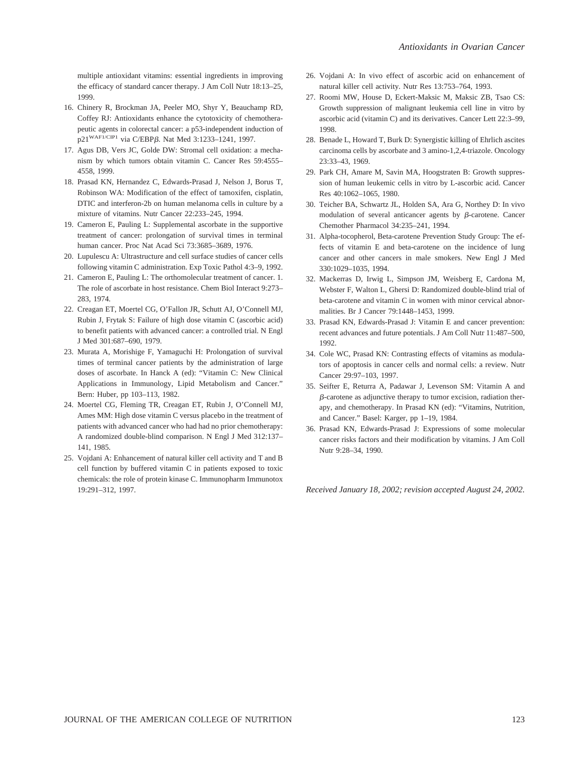multiple antioxidant vitamins: essential ingredients in improving the efficacy of standard cancer therapy. J Am Coll Nutr 18:13–25, 1999.

16. Chinery R, Brockman JA, Peeler MO, Shyr Y, Beauchamp RD, Coffey RJ: Antioxidants enhance the cytotoxicity of chemotherapeutic agents in colorectal cancer: a p53-independent induction of p21$^{WAF1/CIP1}$ via C/EBP$\beta$. Nat Med 3:1233–1241, 1997.
17. Agus DB, Vers JC, Golde DW: Stromal cell oxidation: a mechanism by which tumors obtain vitamin C. Cancer Res 59:4555–4558, 1999.
18. Prasad KN, Hernandez C, Edwards-Prasad J, Nelson J, Borus T, Robinson WA: Modification of the effect of tamoxifen, cisplatin, DTIC and interferon-2b on human melanoma cells in culture by a mixture of vitamins. Nutr Cancer 22:233–245, 1994.
19. Cameron E, Pauling L: Supplemental ascorbate in the supportive treatment of cancer: prolongation of survival times in terminal human cancer. Proc Nat Acad Sci 73:3685–3689, 1976.
20. Lupulescu A: Ultrastructure and cell surface studies of cancer cells following vitamin C administration. Exp Toxic Pathol 4:3–9, 1992.
21. Cameron E, Pauling L: The orthomolecular treatment of cancer. 1. The role of ascorbate in host resistance. Chem Biol Interact 9:273–283, 1974.
22. Creagan ET, Moertel CG, O'Fallon JR, Schutt AJ, O'Connell MJ, Rubin J, Frytak S: Failure of high dose vitamin C (ascorbic acid) to benefit patients with advanced cancer: a controlled trial. N Engl J Med 301:687–690, 1979.
23. Murata A, Morishige F, Yamaguchi H: Prolongation of survival times of terminal cancer patients by the administration of large doses of ascorbate. In Hanck A (ed): "Vitamin C: New Clinical Applications in Immunology, Lipid Metabolism and Cancer." Bern: Huber, pp 103–113, 1982.
24. Moertel CG, Fleming TR, Creagan ET, Rubin J, O'Connell MJ, Ames MM: High dose vitamin C versus placebo in the treatment of patients with advanced cancer who had had no prior chemotherapy: A randomized double-blind comparison. N Engl J Med 312:137–141, 1985.
25. Vojdani A: Enhancement of natural killer cell activity and T and B cell function by buffered vitamin C in patients exposed to toxic chemicals: the role of protein kinase C. Immunopharm Immunotox 19:291–312, 1997.
26. Vojdani A: In vivo effect of ascorbic acid on enhancement of natural killer cell activity. Nutr Res 13:753–764, 1993.
27. Roomi MW, House D, Eckert-Maksic M, Maksic ZB, Tsao CS: Growth suppression of malignant leukemia cell line in vitro by ascorbic acid (vitamin C) and its derivatives. Cancer Lett 22:3–99, 1998.
28. Benade L, Howard T, Burk D: Synergistic killing of Ehrlich ascites carcinoma cells by ascorbate and 3 amino-1,2,4-triazole. Oncology 23:33–43, 1969.
29. Park CH, Amare M, Savin MA, Hoogstraten B: Growth suppression of human leukemic cells in vitro by L-ascorbic acid. Cancer Res 40:1062–1065, 1980.
30. Teicher BA, Schwartz JL, Holden SA, Ara G, Northey D: In vivo modulation of several anticancer agents by $\beta$-carotene. Cancer Chemother Pharmacol 34:235–241, 1994.
31. Alpha-tocopherol, Beta-carotene Prevention Study Group: The effects of vitamin E and beta-carotene on the incidence of lung cancer and other cancers in male smokers. New Engl J Med 330:1029–1035, 1994.
32. Mackerras D, Irwig L, Simpson JM, Weisberg E, Cardona M, Webster F, Walton L, Ghersi D: Randomized double-blind trial of beta-carotene and vitamin C in women with minor cervical abnormalities. Br J Cancer 79:1448–1453, 1999.
33. Prasad KN, Edwards-Prasad J: Vitamin E and cancer prevention: recent advances and future potentials. J Am Coll Nutr 11:487–500, 1992.
34. Cole WC, Prasad KN: Contrasting effects of vitamins as modulators of apoptosis in cancer cells and normal cells: a review. Nutr Cancer 29:97–103, 1997.
35. Seifter E, Returra A, Padawar J, Levenson SM: Vitamin A and $\beta$-carotene as adjunctive therapy to tumor excision, radiation therapy, and chemotherapy. In Prasad KN (ed): "Vitamins, Nutrition, and Cancer." Basel: Karger, pp 1–19, 1984.
36. Prasad KN, Edwards-Prasad J: Expressions of some molecular cancer risks factors and their modification by vitamins. J Am Coll Nutr 9:28–34, 1990.

*Received January 18, 2002; revision accepted August 24, 2002.*